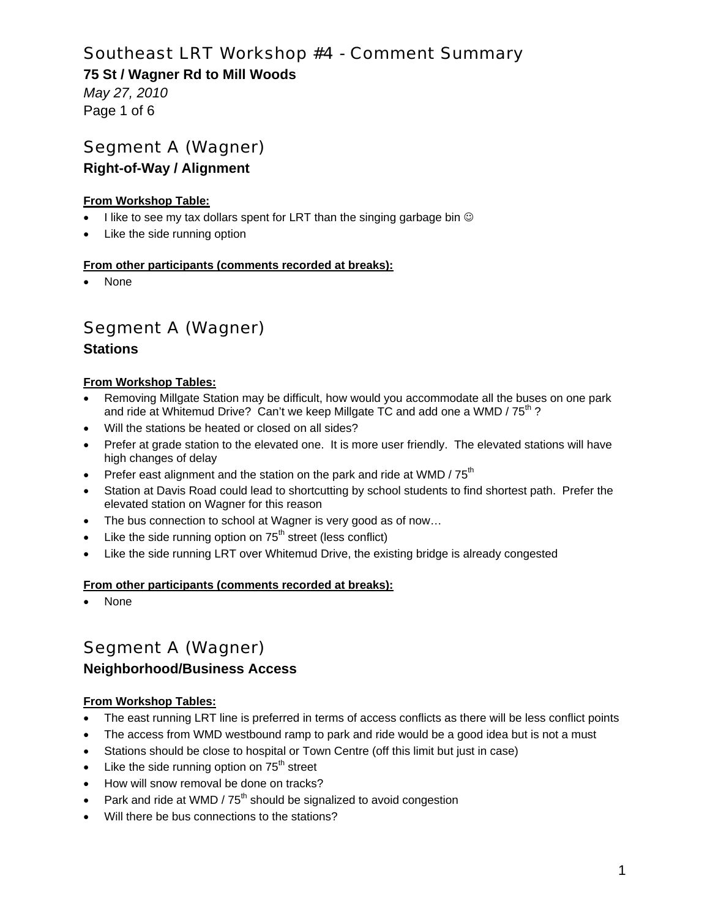# Southeast LRT Workshop #4 - Comment Summary

**75 St / Wagner Rd to Mill Woods**

*May 27, 2010*

## Segment A (Wagner)

### Right-of-Way / Alignment

**From Workshop Table:**

- I like to see my tax dollars spent for LRT than the singing garbage bin ☺
- Like the side running option

**From other participants (comments recorded at breaks):**

- None

## Segment A (Wagner)

### Stations

**From Workshop Tables:**

- Removing Millgate Station may be difficult, how would you accommodate all the buses on one park and ride at Whitemud Drive? Can't we keep Millgate TC and add one a WMD / 75th ?
- Will the stations be heated or closed on all sides?
- Prefer at grade station to the elevated one. It is more user friendly. The elevated stations will have high changes of delay
- Prefer east alignment and the station on the park and ride at WMD / 75th
- Station at Davis Road could lead to shortcutting by school students to find shortest path. Prefer the elevated station on Wagner for this reason
- The bus connection to school at Wagner is very good as of now…
- Like the side running option on 75th street (less conflict)
- Like the side running LRT over Whitemud Drive, the existing bridge is already congested

**From other participants (comments recorded at breaks):**

- None

## Segment A (Wagner)

### Neighborhood/Business Access

**From Workshop Tables:**

- The east running LRT line is preferred in terms of access conflicts as there will be less conflict points
- The access from WMD westbound ramp to park and ride would be a good idea but is not a must
- Stations should be close to hospital or Town Centre (off this limit but just in case)
- Like the side running option on 75th street
- How will snow removal be done on tracks?
- Park and ride at WMD / 75th should be signalized to avoid congestion
- Will there be bus connections to the stations?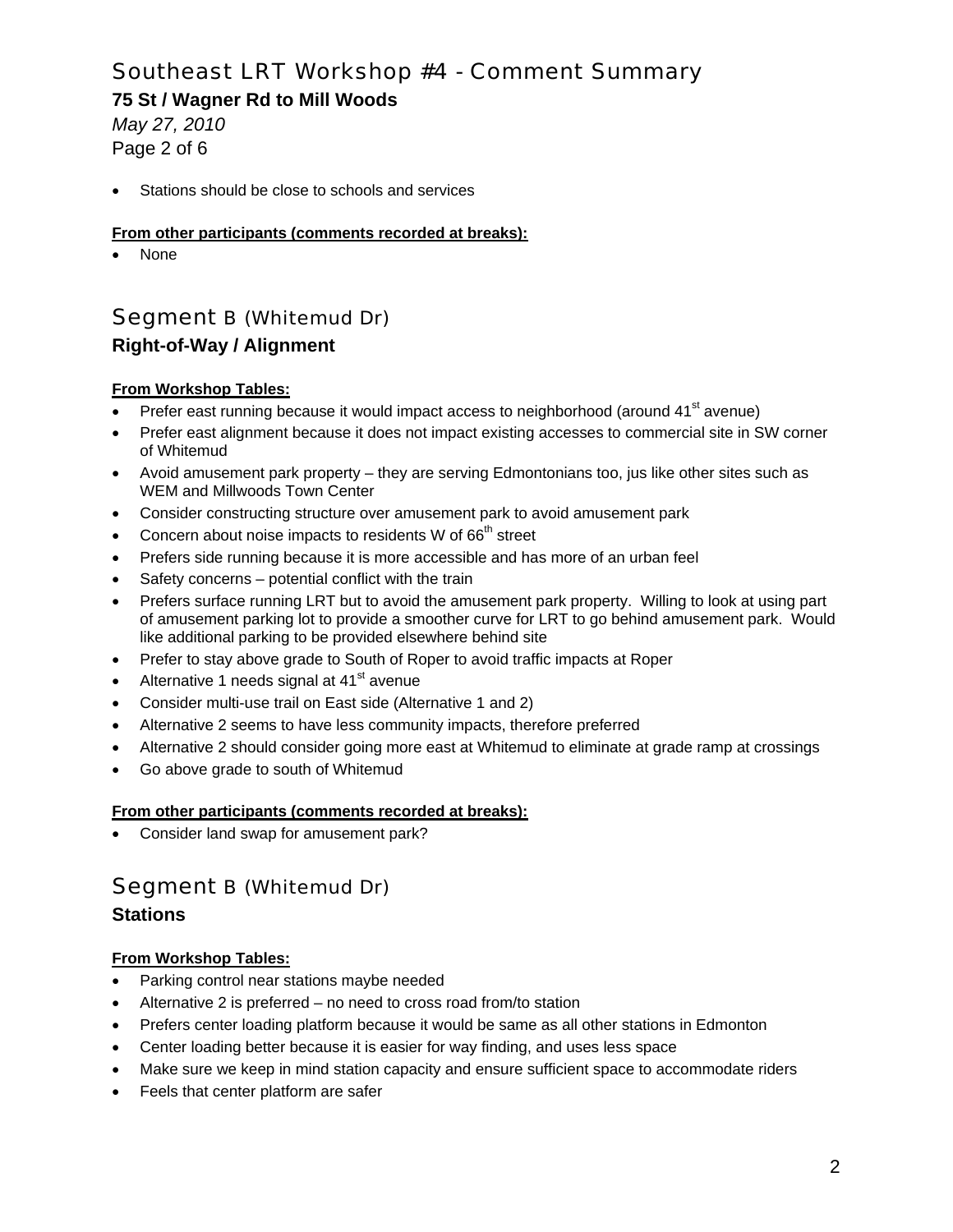- Stations should be close to schools and services

**From other participants (comments recorded at breaks):**

- None

## Segment B (Whitemud Dr)

### Right-of-Way / Alignment

**From Workshop Tables:**

- Prefer east running because it would impact access to neighborhood (around 41st avenue)
- Prefer east alignment because it does not impact existing accesses to commercial site in SW corner of Whitemud
- Avoid amusement park property – they are serving Edmontonians too, jus like other sites such as WEM and Millwoods Town Center
- Consider constructing structure over amusement park to avoid amusement park
- Concern about noise impacts to residents W of 66th street
- Prefers side running because it is more accessible and has more of an urban feel
- Safety concerns – potential conflict with the train
- Prefers surface running LRT but to avoid the amusement park property. Willing to look at using part of amusement parking lot to provide a smoother curve for LRT to go behind amusement park. Would like additional parking to be provided elsewhere behind site
- Prefer to stay above grade to South of Roper to avoid traffic impacts at Roper
- Alternative 1 needs signal at 41st avenue
- Consider multi-use trail on East side (Alternative 1 and 2)
- Alternative 2 seems to have less community impacts, therefore preferred
- Alternative 2 should consider going more east at Whitemud to eliminate at grade ramp at crossings
- Go above grade to south of Whitemud

**From other participants (comments recorded at breaks):**

- Consider land swap for amusement park?

## Segment B (Whitemud Dr)

### Stations

**From Workshop Tables:**

- Parking control near stations maybe needed
- Alternative 2 is preferred – no need to cross road from/to station
- Prefers center loading platform because it would be same as all other stations in Edmonton
- Center loading better because it is easier for way finding, and uses less space
- Make sure we keep in mind station capacity and ensure sufficient space to accommodate riders
- Feels that center platform are safer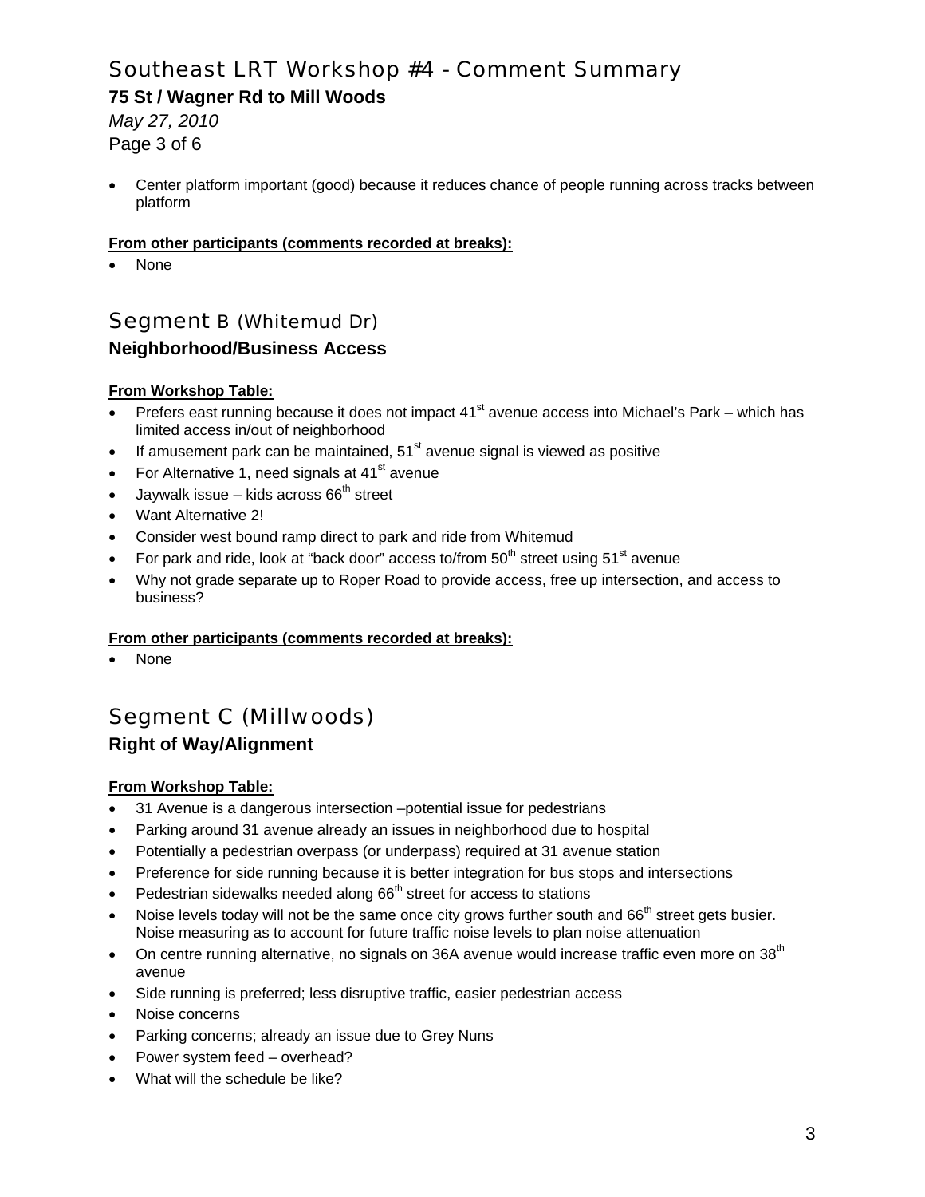- Center platform important (good) because it reduces chance of people running across tracks between platform

**From other participants (comments recorded at breaks):**

- None

## Segment B (Whitemud Dr)

### Neighborhood/Business Access

**From Workshop Table:**

- Prefers east running because it does not impact 41st avenue access into Michael's Park – which has limited access in/out of neighborhood
- If amusement park can be maintained, 51st avenue signal is viewed as positive
- For Alternative 1, need signals at 41st avenue
- Jaywalk issue – kids across 66th street
- Want Alternative 2!
- Consider west bound ramp direct to park and ride from Whitemud
- For park and ride, look at "back door" access to/from 50th street using 51st avenue
- Why not grade separate up to Roper Road to provide access, free up intersection, and access to business?

**From other participants (comments recorded at breaks):**

- None

## Segment C (Millwoods)

### Right of Way/Alignment

**From Workshop Table:**

- 31 Avenue is a dangerous intersection –potential issue for pedestrians
- Parking around 31 avenue already an issues in neighborhood due to hospital
- Potentially a pedestrian overpass (or underpass) required at 31 avenue station
- Preference for side running because it is better integration for bus stops and intersections
- Pedestrian sidewalks needed along 66th street for access to stations
- Noise levels today will not be the same once city grows further south and 66th street gets busier. Noise measuring as to account for future traffic noise levels to plan noise attenuation
- On centre running alternative, no signals on 36A avenue would increase traffic even more on 38th avenue
- Side running is preferred; less disruptive traffic, easier pedestrian access
- Noise concerns
- Parking concerns; already an issue due to Grey Nuns
- Power system feed – overhead?
- What will the schedule be like?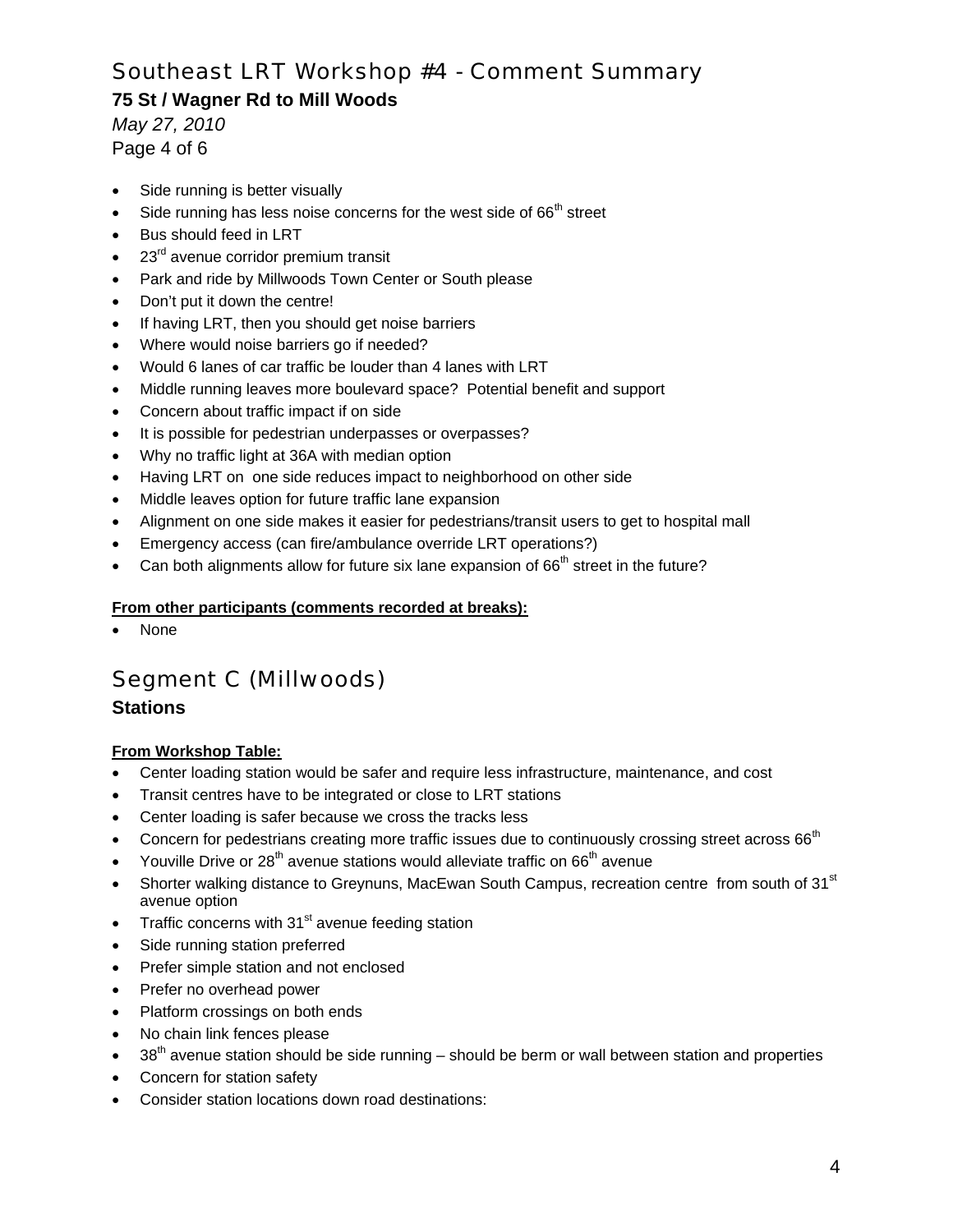- Side running is better visually
- Side running has less noise concerns for the west side of 66th street
- Bus should feed in LRT
- 23rd avenue corridor premium transit
- Park and ride by Millwoods Town Center or South please
- Don't put it down the centre!
- If having LRT, then you should get noise barriers
- Where would noise barriers go if needed?
- Would 6 lanes of car traffic be louder than 4 lanes with LRT
- Middle running leaves more boulevard space? Potential benefit and support
- Concern about traffic impact if on side
- It is possible for pedestrian underpasses or overpasses?
- Why no traffic light at 36A with median option
- Having LRT on one side reduces impact to neighborhood on other side
- Middle leaves option for future traffic lane expansion
- Alignment on one side makes it easier for pedestrians/transit users to get to hospital mall
- Emergency access (can fire/ambulance override LRT operations?)
- Can both alignments allow for future six lane expansion of 66th street in the future?

**From other participants (comments recorded at breaks):**

- None

## Segment C (Millwoods)

### Stations

**From Workshop Table:**

- Center loading station would be safer and require less infrastructure, maintenance, and cost
- Transit centres have to be integrated or close to LRT stations
- Center loading is safer because we cross the tracks less
- Concern for pedestrians creating more traffic issues due to continuously crossing street across 66th
- Youville Drive or 28th avenue stations would alleviate traffic on 66th avenue
- Shorter walking distance to Greynuns, MacEwan South Campus, recreation centre from south of 31st avenue option
- Traffic concerns with 31st avenue feeding station
- Side running station preferred
- Prefer simple station and not enclosed
- Prefer no overhead power
- Platform crossings on both ends
- No chain link fences please
- 38th avenue station should be side running – should be berm or wall between station and properties
- Concern for station safety
- Consider station locations down road destinations: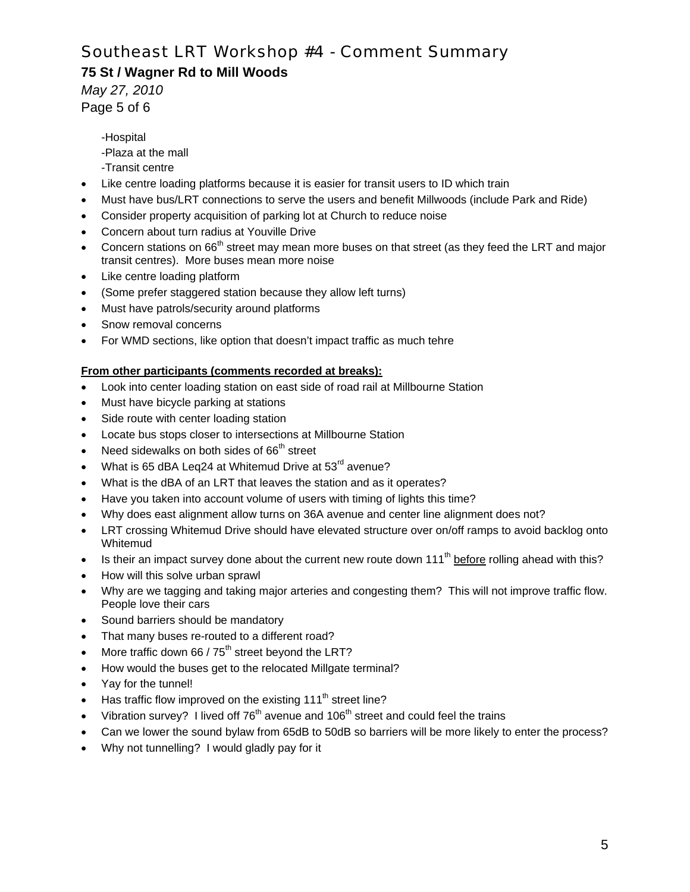-Hospital
-Plaza at the mall
-Transit centre

- Like centre loading platforms because it is easier for transit users to ID which train
- Must have bus/LRT connections to serve the users and benefit Millwoods (include Park and Ride)
- Consider property acquisition of parking lot at Church to reduce noise
- Concern about turn radius at Youville Drive
- Concern stations on 66th street may mean more buses on that street (as they feed the LRT and major transit centres). More buses mean more noise
- Like centre loading platform
- (Some prefer staggered station because they allow left turns)
- Must have patrols/security around platforms
- Snow removal concerns
- For WMD sections, like option that doesn't impact traffic as much tehre

**From other participants (comments recorded at breaks):**

- Look into center loading station on east side of road rail at Millbourne Station
- Must have bicycle parking at stations
- Side route with center loading station
- Locate bus stops closer to intersections at Millbourne Station
- Need sidewalks on both sides of 66th street
- What is 65 dBA Leq24 at Whitemud Drive at 53rd avenue?
- What is the dBA of an LRT that leaves the station and as it operates?
- Have you taken into account volume of users with timing of lights this time?
- Why does east alignment allow turns on 36A avenue and center line alignment does not?
- LRT crossing Whitemud Drive should have elevated structure over on/off ramps to avoid backlog onto Whitemud
- Is their an impact survey done about the current new route down 111th <u>before</u> rolling ahead with this?
- How will this solve urban sprawl
- Why are we tagging and taking major arteries and congesting them? This will not improve traffic flow. People love their cars
- Sound barriers should be mandatory
- That many buses re-routed to a different road?
- More traffic down 66 / 75th street beyond the LRT?
- How would the buses get to the relocated Millgate terminal?
- Yay for the tunnel!
- Has traffic flow improved on the existing 111th street line?
- Vibration survey? I lived off 76th avenue and 106th street and could feel the trains
- Can we lower the sound bylaw from 65dB to 50dB so barriers will be more likely to enter the process?
- Why not tunnelling? I would gladly pay for it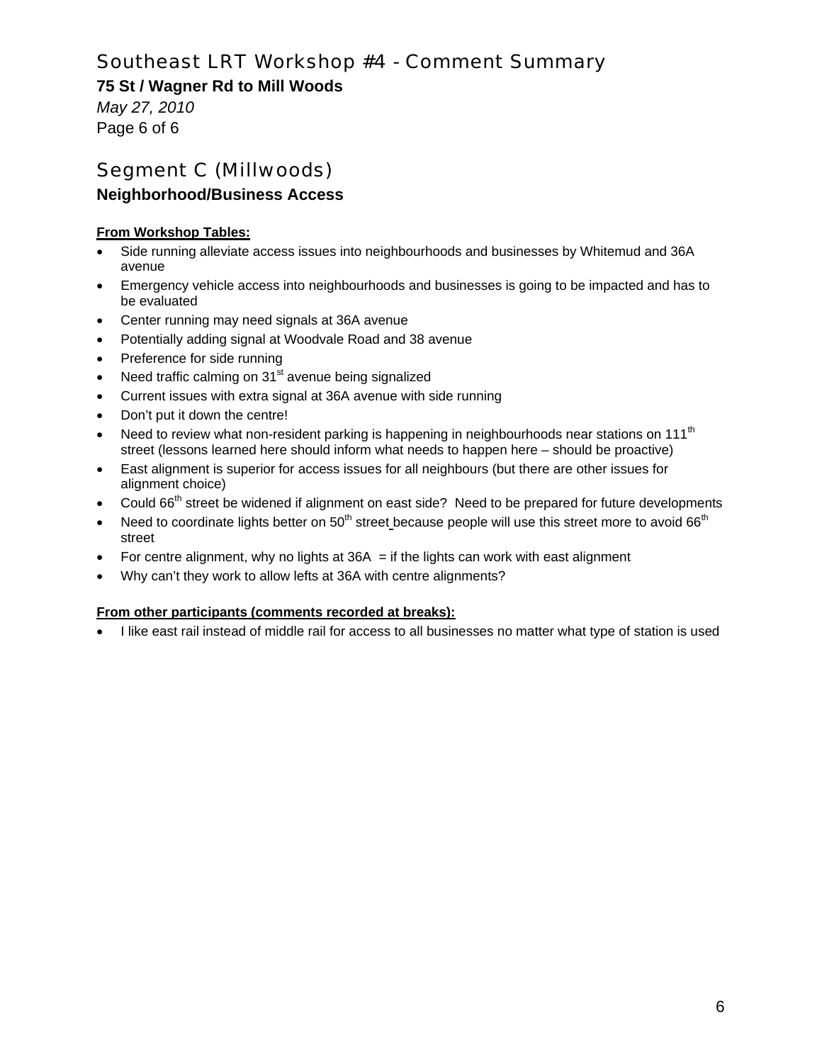# Southeast LRT Workshop #4 - Comment Summary

**75 St / Wagner Rd to Mill Woods**

*May 27, 2010*

## Segment C (Millwoods)

### Neighborhood/Business Access

**From Workshop Tables:**

- Side running alleviate access issues into neighbourhoods and businesses by Whitemud and 36A avenue
- Emergency vehicle access into neighbourhoods and businesses is going to be impacted and has to be evaluated
- Center running may need signals at 36A avenue
- Potentially adding signal at Woodvale Road and 38 avenue
- Preference for side running
- Need traffic calming on 31st avenue being signalized
- Current issues with extra signal at 36A avenue with side running
- Don't put it down the centre!
- Need to review what non-resident parking is happening in neighbourhoods near stations on 111th street (lessons learned here should inform what needs to happen here – should be proactive)
- East alignment is superior for access issues for all neighbours (but there are other issues for alignment choice)
- Could 66th street be widened if alignment on east side? Need to be prepared for future developments
- Need to coordinate lights better on 50th street because people will use this street more to avoid 66th street
- For centre alignment, why no lights at 36A = if the lights can work with east alignment
- Why can't they work to allow lefts at 36A with centre alignments?

**From other participants (comments recorded at breaks):**

- I like east rail instead of middle rail for access to all businesses no matter what type of station is used